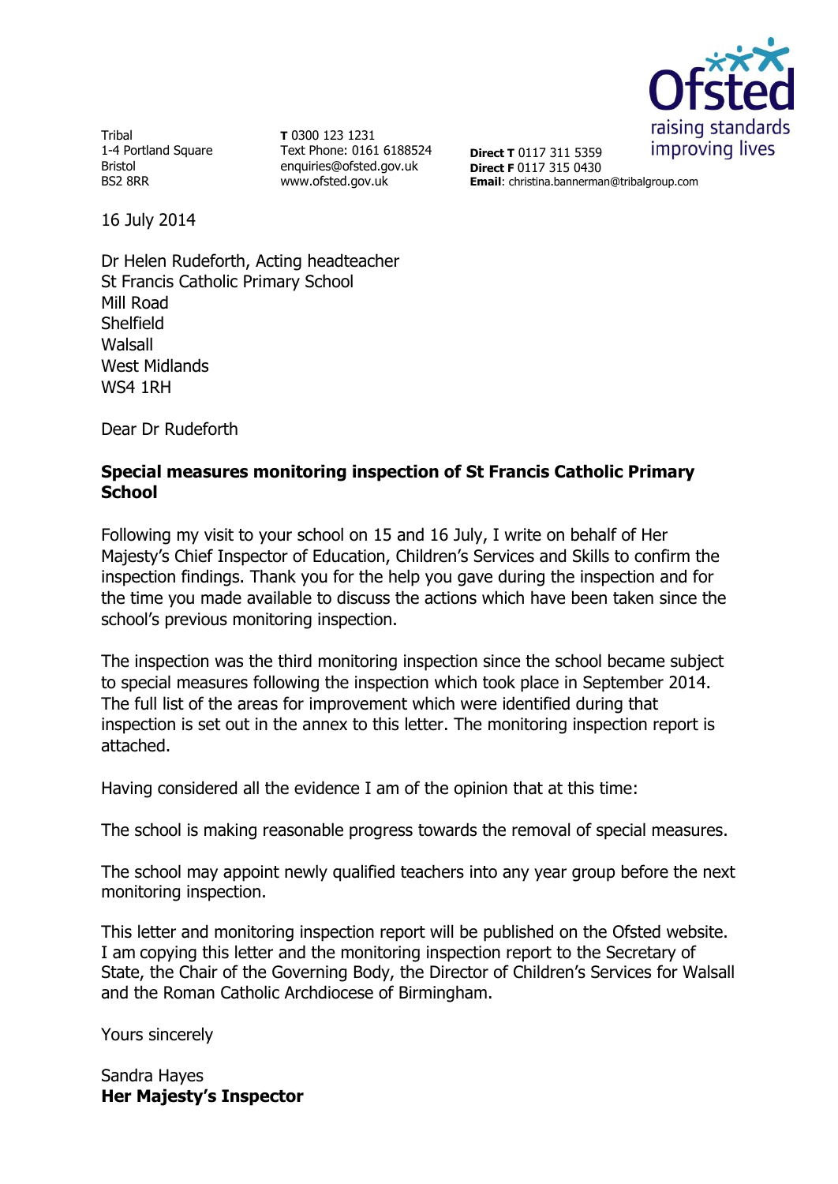Tribal
1-4 Portland Square
Bristol
BS2 8RR

**T** 0300 123 1231
Text Phone: 0161 6188524
enquiries@ofsted.gov.uk
www.ofsted.gov.uk

**Direct T** 0117 311 5359
**Direct F** 0117 315 0430
**Email**: christina.bannerman@tribalgroup.com

16 July 2014

Dr Helen Rudeforth, Acting headteacher
St Francis Catholic Primary School
Mill Road
Shelfield
Walsall
West Midlands
WS4 1RH

Dear Dr Rudeforth

**Special measures monitoring inspection of St Francis Catholic Primary School**

Following my visit to your school on 15 and 16 July, I write on behalf of Her Majesty's Chief Inspector of Education, Children's Services and Skills to confirm the inspection findings. Thank you for the help you gave during the inspection and for the time you made available to discuss the actions which have been taken since the school's previous monitoring inspection.

The inspection was the third monitoring inspection since the school became subject to special measures following the inspection which took place in September 2014. The full list of the areas for improvement which were identified during that inspection is set out in the annex to this letter. The monitoring inspection report is attached.

Having considered all the evidence I am of the opinion that at this time:

The school is making reasonable progress towards the removal of special measures.

The school may appoint newly qualified teachers into any year group before the next monitoring inspection.

This letter and monitoring inspection report will be published on the Ofsted website. I am copying this letter and the monitoring inspection report to the Secretary of State, the Chair of the Governing Body, the Director of Children's Services for Walsall and the Roman Catholic Archdiocese of Birmingham.

Yours sincerely

Sandra Hayes
**Her Majesty's Inspector**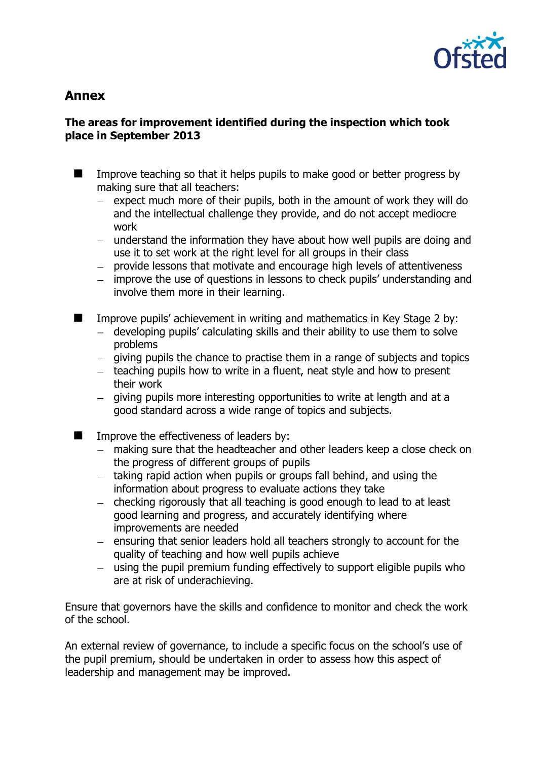## Annex

### The areas for improvement identified during the inspection which took place in September 2013

- Improve teaching so that it helps pupils to make good or better progress by making sure that all teachers:
  - expect much more of their pupils, both in the amount of work they will do and the intellectual challenge they provide, and do not accept mediocre work
  - understand the information they have about how well pupils are doing and use it to set work at the right level for all groups in their class
  - provide lessons that motivate and encourage high levels of attentiveness
  - improve the use of questions in lessons to check pupils' understanding and involve them more in their learning.

- Improve pupils' achievement in writing and mathematics in Key Stage 2 by:
  - developing pupils' calculating skills and their ability to use them to solve problems
  - giving pupils the chance to practise them in a range of subjects and topics
  - teaching pupils how to write in a fluent, neat style and how to present their work
  - giving pupils more interesting opportunities to write at length and at a good standard across a wide range of topics and subjects.

- Improve the effectiveness of leaders by:
  - making sure that the headteacher and other leaders keep a close check on the progress of different groups of pupils
  - taking rapid action when pupils or groups fall behind, and using the information about progress to evaluate actions they take
  - checking rigorously that all teaching is good enough to lead to at least good learning and progress, and accurately identifying where improvements are needed
  - ensuring that senior leaders hold all teachers strongly to account for the quality of teaching and how well pupils achieve
  - using the pupil premium funding effectively to support eligible pupils who are at risk of underachieving.

Ensure that governors have the skills and confidence to monitor and check the work of the school.

An external review of governance, to include a specific focus on the school's use of the pupil premium, should be undertaken in order to assess how this aspect of leadership and management may be improved.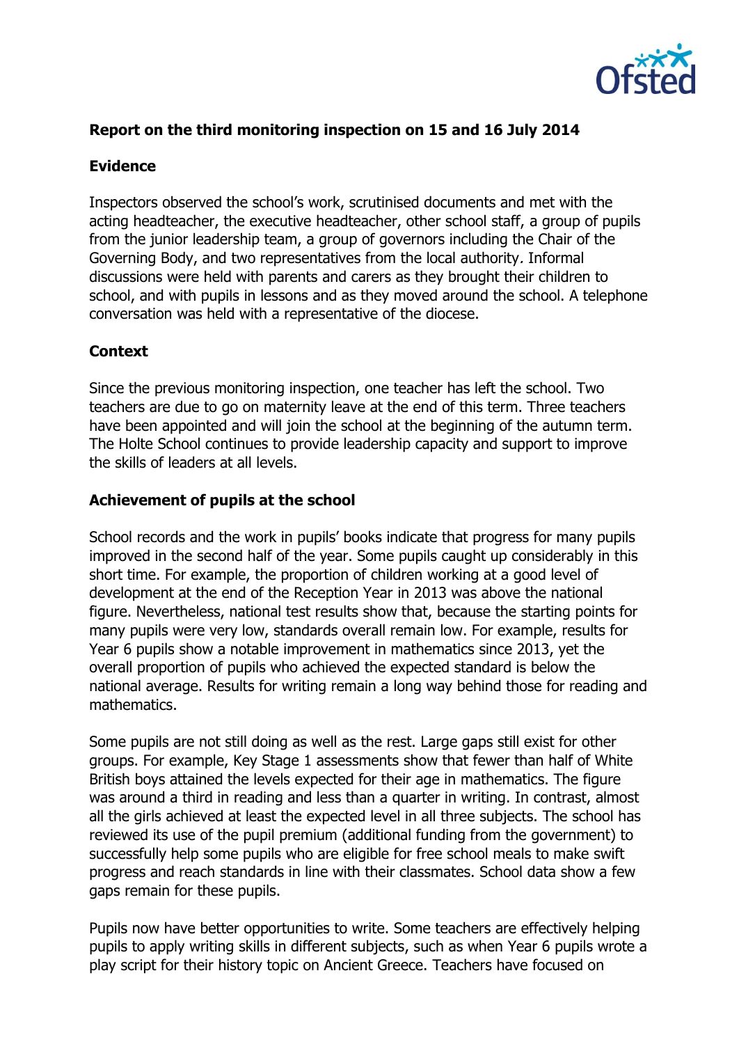## Report on the third monitoring inspection on 15 and 16 July 2014

### Evidence

Inspectors observed the school's work, scrutinised documents and met with the acting headteacher, the executive headteacher, other school staff, a group of pupils from the junior leadership team, a group of governors including the Chair of the Governing Body, and two representatives from the local authority. Informal discussions were held with parents and carers as they brought their children to school, and with pupils in lessons and as they moved around the school. A telephone conversation was held with a representative of the diocese.

### Context

Since the previous monitoring inspection, one teacher has left the school. Two teachers are due to go on maternity leave at the end of this term. Three teachers have been appointed and will join the school at the beginning of the autumn term. The Holte School continues to provide leadership capacity and support to improve the skills of leaders at all levels.

### Achievement of pupils at the school

School records and the work in pupils' books indicate that progress for many pupils improved in the second half of the year. Some pupils caught up considerably in this short time. For example, the proportion of children working at a good level of development at the end of the Reception Year in 2013 was above the national figure. Nevertheless, national test results show that, because the starting points for many pupils were very low, standards overall remain low. For example, results for Year 6 pupils show a notable improvement in mathematics since 2013, yet the overall proportion of pupils who achieved the expected standard is below the national average. Results for writing remain a long way behind those for reading and mathematics.

Some pupils are not still doing as well as the rest. Large gaps still exist for other groups. For example, Key Stage 1 assessments show that fewer than half of White British boys attained the levels expected for their age in mathematics. The figure was around a third in reading and less than a quarter in writing. In contrast, almost all the girls achieved at least the expected level in all three subjects. The school has reviewed its use of the pupil premium (additional funding from the government) to successfully help some pupils who are eligible for free school meals to make swift progress and reach standards in line with their classmates. School data show a few gaps remain for these pupils.

Pupils now have better opportunities to write. Some teachers are effectively helping pupils to apply writing skills in different subjects, such as when Year 6 pupils wrote a play script for their history topic on Ancient Greece. Teachers have focused on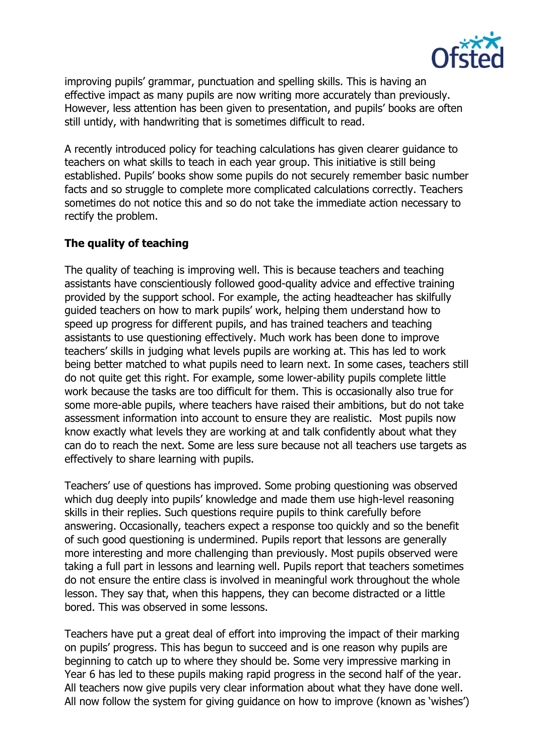improving pupils' grammar, punctuation and spelling skills. This is having an effective impact as many pupils are now writing more accurately than previously. However, less attention has been given to presentation, and pupils' books are often still untidy, with handwriting that is sometimes difficult to read.

A recently introduced policy for teaching calculations has given clearer guidance to teachers on what skills to teach in each year group. This initiative is still being established. Pupils' books show some pupils do not securely remember basic number facts and so struggle to complete more complicated calculations correctly. Teachers sometimes do not notice this and so do not take the immediate action necessary to rectify the problem.

**The quality of teaching**

The quality of teaching is improving well. This is because teachers and teaching assistants have conscientiously followed good-quality advice and effective training provided by the support school. For example, the acting headteacher has skilfully guided teachers on how to mark pupils' work, helping them understand how to speed up progress for different pupils, and has trained teachers and teaching assistants to use questioning effectively. Much work has been done to improve teachers' skills in judging what levels pupils are working at. This has led to work being better matched to what pupils need to learn next. In some cases, teachers still do not quite get this right. For example, some lower-ability pupils complete little work because the tasks are too difficult for them. This is occasionally also true for some more-able pupils, where teachers have raised their ambitions, but do not take assessment information into account to ensure they are realistic. Most pupils now know exactly what levels they are working at and talk confidently about what they can do to reach the next. Some are less sure because not all teachers use targets as effectively to share learning with pupils.

Teachers' use of questions has improved. Some probing questioning was observed which dug deeply into pupils' knowledge and made them use high-level reasoning skills in their replies. Such questions require pupils to think carefully before answering. Occasionally, teachers expect a response too quickly and so the benefit of such good questioning is undermined. Pupils report that lessons are generally more interesting and more challenging than previously. Most pupils observed were taking a full part in lessons and learning well. Pupils report that teachers sometimes do not ensure the entire class is involved in meaningful work throughout the whole lesson. They say that, when this happens, they can become distracted or a little bored. This was observed in some lessons.

Teachers have put a great deal of effort into improving the impact of their marking on pupils' progress. This has begun to succeed and is one reason why pupils are beginning to catch up to where they should be. Some very impressive marking in Year 6 has led to these pupils making rapid progress in the second half of the year. All teachers now give pupils very clear information about what they have done well. All now follow the system for giving guidance on how to improve (known as 'wishes')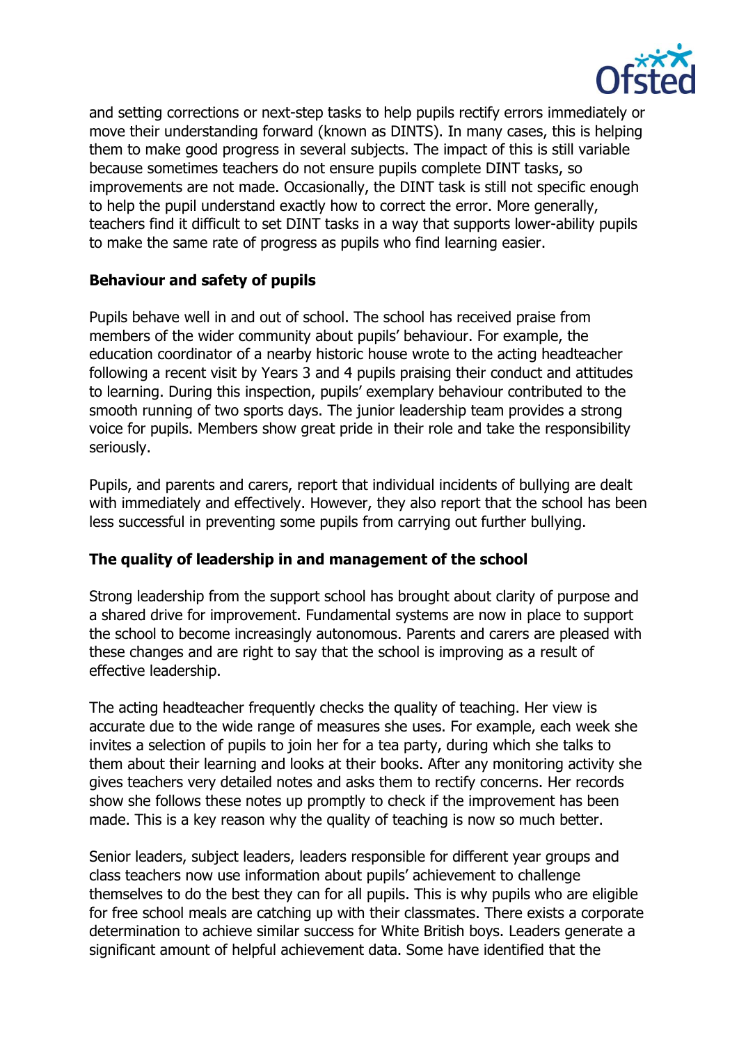and setting corrections or next-step tasks to help pupils rectify errors immediately or move their understanding forward (known as DINTS). In many cases, this is helping them to make good progress in several subjects. The impact of this is still variable because sometimes teachers do not ensure pupils complete DINT tasks, so improvements are not made. Occasionally, the DINT task is still not specific enough to help the pupil understand exactly how to correct the error. More generally, teachers find it difficult to set DINT tasks in a way that supports lower-ability pupils to make the same rate of progress as pupils who find learning easier.

**Behaviour and safety of pupils**

Pupils behave well in and out of school. The school has received praise from members of the wider community about pupils' behaviour. For example, the education coordinator of a nearby historic house wrote to the acting headteacher following a recent visit by Years 3 and 4 pupils praising their conduct and attitudes to learning. During this inspection, pupils' exemplary behaviour contributed to the smooth running of two sports days. The junior leadership team provides a strong voice for pupils. Members show great pride in their role and take the responsibility seriously.

Pupils, and parents and carers, report that individual incidents of bullying are dealt with immediately and effectively. However, they also report that the school has been less successful in preventing some pupils from carrying out further bullying.

**The quality of leadership in and management of the school**

Strong leadership from the support school has brought about clarity of purpose and a shared drive for improvement. Fundamental systems are now in place to support the school to become increasingly autonomous. Parents and carers are pleased with these changes and are right to say that the school is improving as a result of effective leadership.

The acting headteacher frequently checks the quality of teaching. Her view is accurate due to the wide range of measures she uses. For example, each week she invites a selection of pupils to join her for a tea party, during which she talks to them about their learning and looks at their books. After any monitoring activity she gives teachers very detailed notes and asks them to rectify concerns. Her records show she follows these notes up promptly to check if the improvement has been made. This is a key reason why the quality of teaching is now so much better.

Senior leaders, subject leaders, leaders responsible for different year groups and class teachers now use information about pupils' achievement to challenge themselves to do the best they can for all pupils. This is why pupils who are eligible for free school meals are catching up with their classmates. There exists a corporate determination to achieve similar success for White British boys. Leaders generate a significant amount of helpful achievement data. Some have identified that the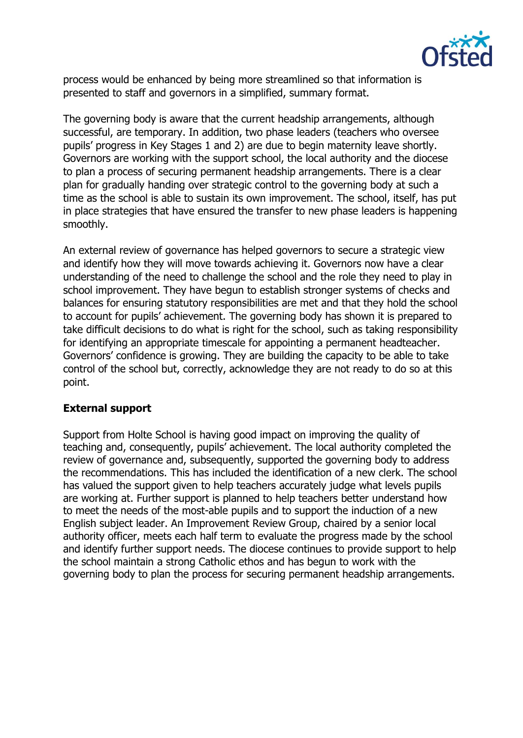process would be enhanced by being more streamlined so that information is presented to staff and governors in a simplified, summary format.

The governing body is aware that the current headship arrangements, although successful, are temporary. In addition, two phase leaders (teachers who oversee pupils' progress in Key Stages 1 and 2) are due to begin maternity leave shortly. Governors are working with the support school, the local authority and the diocese to plan a process of securing permanent headship arrangements. There is a clear plan for gradually handing over strategic control to the governing body at such a time as the school is able to sustain its own improvement. The school, itself, has put in place strategies that have ensured the transfer to new phase leaders is happening smoothly.

An external review of governance has helped governors to secure a strategic view and identify how they will move towards achieving it. Governors now have a clear understanding of the need to challenge the school and the role they need to play in school improvement. They have begun to establish stronger systems of checks and balances for ensuring statutory responsibilities are met and that they hold the school to account for pupils' achievement. The governing body has shown it is prepared to take difficult decisions to do what is right for the school, such as taking responsibility for identifying an appropriate timescale for appointing a permanent headteacher. Governors' confidence is growing. They are building the capacity to be able to take control of the school but, correctly, acknowledge they are not ready to do so at this point.

**External support**

Support from Holte School is having good impact on improving the quality of teaching and, consequently, pupils' achievement. The local authority completed the review of governance and, subsequently, supported the governing body to address the recommendations. This has included the identification of a new clerk. The school has valued the support given to help teachers accurately judge what levels pupils are working at. Further support is planned to help teachers better understand how to meet the needs of the most-able pupils and to support the induction of a new English subject leader. An Improvement Review Group, chaired by a senior local authority officer, meets each half term to evaluate the progress made by the school and identify further support needs. The diocese continues to provide support to help the school maintain a strong Catholic ethos and has begun to work with the governing body to plan the process for securing permanent headship arrangements.